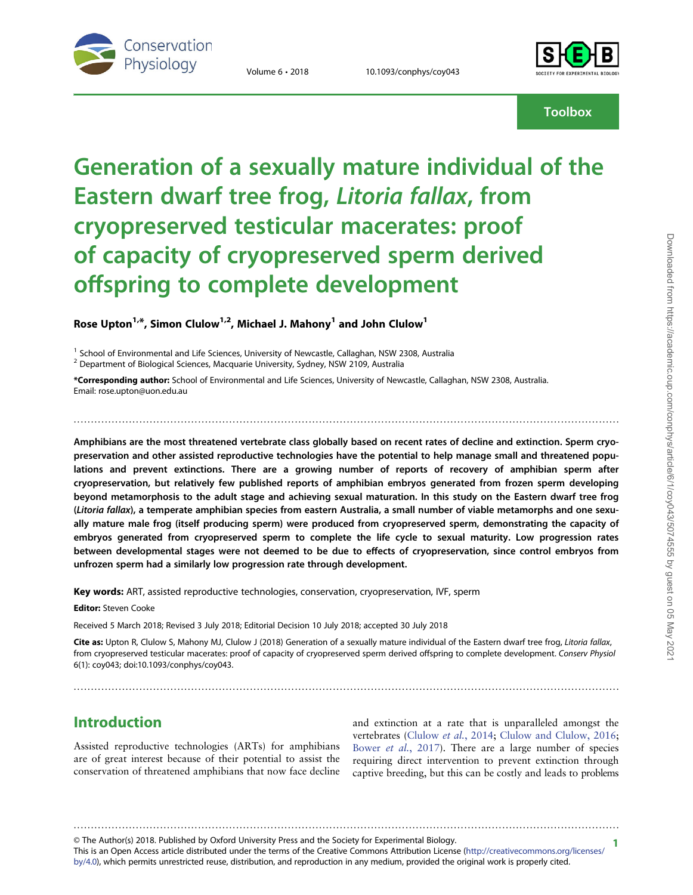Toolbox

# Generation of a sexually mature individual of the Eastern dwarf tree frog, *Litoria fallax*, from cryopreserved testicular macerates: proof of capacity of cryopreserved sperm derived offspring to complete development

**Rose Upton[1,*], Simon Clulow[1,2], Michael J. Mahony[1] and John Clulow[1]**

[1] School of Environmental and Life Sciences, University of Newcastle, Callaghan, NSW 2308, Australia
[2] Department of Biological Sciences, Macquarie University, Sydney, NSW 2109, Australia

***Corresponding author:** School of Environmental and Life Sciences, University of Newcastle, Callaghan, NSW 2308, Australia. Email: rose.upton@uon.edu.au

**Amphibians are the most threatened vertebrate class globally based on recent rates of decline and extinction. Sperm cryopreservation and other assisted reproductive technologies have the potential to help manage small and threatened populations and prevent extinctions. There are a growing number of reports of recovery of amphibian sperm after cryopreservation, but relatively few published reports of amphibian embryos generated from frozen sperm developing beyond metamorphosis to the adult stage and achieving sexual maturation. In this study on the Eastern dwarf tree frog (*Litoria fallax*), a temperate amphibian species from eastern Australia, a small number of viable metamorphs and one sexually mature male frog (itself producing sperm) were produced from cryopreserved sperm, demonstrating the capacity of embryos generated from cryopreserved sperm to complete the life cycle to sexual maturity. Low progression rates between developmental stages were not deemed to be due to effects of cryopreservation, since control embryos from unfrozen sperm had a similarly low progression rate through development.**

**Key words:** ART, assisted reproductive technologies, conservation, cryopreservation, IVF, sperm

**Editor:** Steven Cooke

Received 5 March 2018; Revised 3 July 2018; Editorial Decision 10 July 2018; accepted 30 July 2018

**Cite as:** Upton R, Clulow S, Mahony MJ, Clulow J (2018) Generation of a sexually mature individual of the Eastern dwarf tree frog, *Litoria fallax*, from cryopreserved testicular macerates: proof of capacity of cryopreserved sperm derived offspring to complete development. *Conserv Physiol* 6(1): coy043; doi:10.1093/conphys/coy043.

## Introduction

Assisted reproductive technologies (ARTs) for amphibians are of great interest because of their potential to assist the conservation of threatened amphibians that now face decline and extinction at a rate that is unparalleled amongst the vertebrates (Clulow *et al.*, 2014; Clulow and Clulow, 2016; Bower *et al.*, 2017). There are a large number of species requiring direct intervention to prevent extinction through captive breeding, but this can be costly and leads to problems

© The Author(s) 2018. Published by Oxford University Press and the Society for Experimental Biology.
This is an Open Access article distributed under the terms of the Creative Commons Attribution License (http://creativecommons.org/licenses/by/4.0), which permits unrestricted reuse, distribution, and reproduction in any medium, provided the original work is properly cited.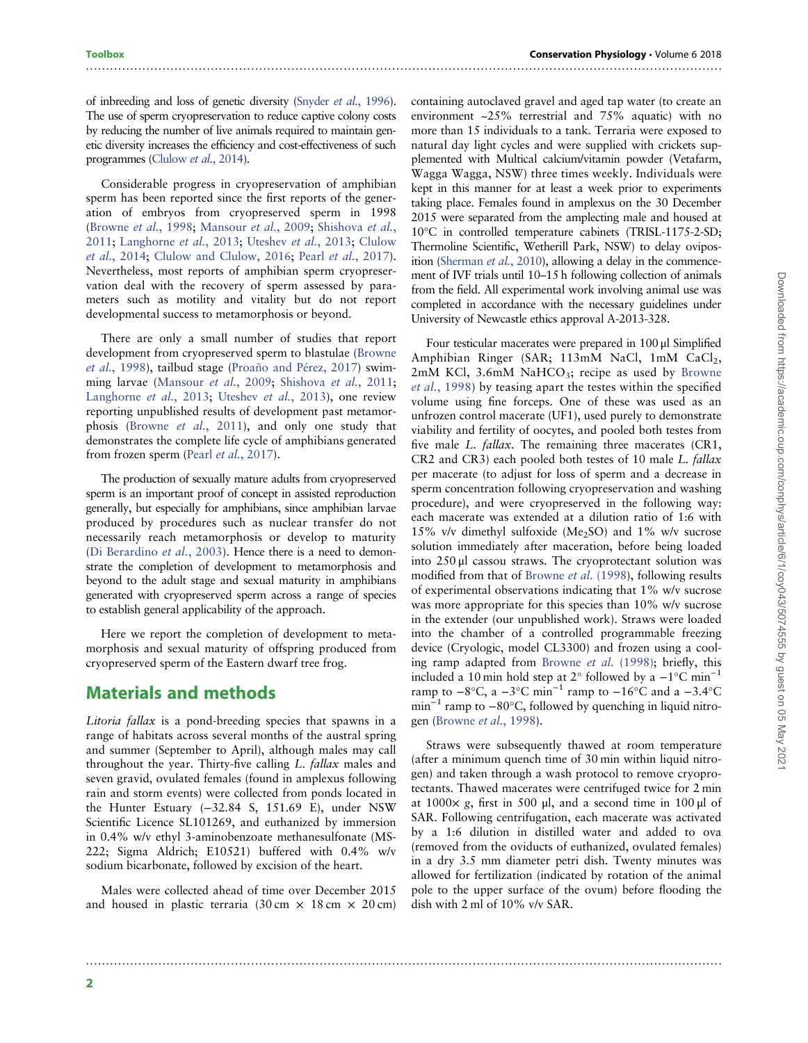of inbreeding and loss of genetic diversity (Snyder *et al.*, 1996). The use of sperm cryopreservation to reduce captive colony costs by reducing the number of live animals required to maintain genetic diversity increases the efficiency and cost-effectiveness of such programmes (Clulow *et al.*, 2014).

Considerable progress in cryopreservation of amphibian sperm has been reported since the first reports of the generation of embryos from cryopreserved sperm in 1998 (Browne *et al.*, 1998; Mansour *et al.*, 2009; Shishova *et al.*, 2011; Langhorne *et al.*, 2013; Uteshev *et al.*, 2013; Clulow *et al.*, 2014; Clulow and Clulow, 2016; Pearl *et al.*, 2017). Nevertheless, most reports of amphibian sperm cryopreservation deal with the recovery of sperm assessed by parameters such as motility and vitality but do not report developmental success to metamorphosis or beyond.

There are only a small number of studies that report development from cryopreserved sperm to blastulae (Browne *et al.*, 1998), tailbud stage (Proaño and Pérez, 2017) swimming larvae (Mansour *et al.*, 2009; Shishova *et al.*, 2011; Langhorne *et al.*, 2013; Uteshev *et al.*, 2013), one review reporting unpublished results of development past metamorphosis (Browne *et al.*, 2011), and only one study that demonstrates the complete life cycle of amphibians generated from frozen sperm (Pearl *et al.*, 2017).

The production of sexually mature adults from cryopreserved sperm is an important proof of concept in assisted reproduction generally, but especially for amphibians, since amphibian larvae produced by procedures such as nuclear transfer do not necessarily reach metamorphosis or develop to maturity (Di Berardino *et al.*, 2003). Hence there is a need to demonstrate the completion of development to metamorphosis and beyond to the adult stage and sexual maturity in amphibians generated with cryopreserved sperm across a range of species to establish general applicability of the approach.

Here we report the completion of development to metamorphosis and sexual maturity of offspring produced from cryopreserved sperm of the Eastern dwarf tree frog.

## Materials and methods

*Litoria fallax* is a pond-breeding species that spawns in a range of habitats across several months of the austral spring and summer (September to April), although males may call throughout the year. Thirty-five calling *L. fallax* males and seven gravid, ovulated females (found in amplexus following rain and storm events) were collected from ponds located in the Hunter Estuary (−32.84 S, 151.69 E), under NSW Scientific Licence SL101269, and euthanized by immersion in 0.4% w/v ethyl 3-aminobenzoate methanesulfonate (MS-222; Sigma Aldrich; E10521) buffered with 0.4% w/v sodium bicarbonate, followed by excision of the heart.

Males were collected ahead of time over December 2015 and housed in plastic terraria (30 cm × 18 cm × 20 cm) containing autoclaved gravel and aged tap water (to create an environment ~25% terrestrial and 75% aquatic) with no more than 15 individuals to a tank. Terraria were exposed to natural day light cycles and were supplied with crickets supplemented with Multical calcium/vitamin powder (Vetafarm, Wagga Wagga, NSW) three times weekly. Individuals were kept in this manner for at least a week prior to experiments taking place. Females found in amplexus on the 30 December 2015 were separated from the amplecting male and housed at 10°C in controlled temperature cabinets (TRISL-1175-2-SD; Thermoline Scientific, Wetherill Park, NSW) to delay oviposition (Sherman *et al.*, 2010), allowing a delay in the commencement of IVF trials until 10–15 h following collection of animals from the field. All experimental work involving animal use was completed in accordance with the necessary guidelines under University of Newcastle ethics approval A-2013-328.

Four testicular macerates were prepared in 100 μl Simplified Amphibian Ringer (SAR; 113mM NaCl, 1mM $CaCl_2$, 2mM KCl, 3.6mM $NaHCO_3$; recipe as used by Browne *et al.*, 1998) by teasing apart the testes within the specified volume using fine forceps. One of these was used as an unfrozen control macerate (UF1), used purely to demonstrate viability and fertility of oocytes, and pooled both testes from five male *L. fallax*. The remaining three macerates (CR1, CR2 and CR3) each pooled both testes of 10 male *L. fallax* per macerate (to adjust for loss of sperm and a decrease in sperm concentration following cryopreservation and washing procedure), and were cryopreserved in the following way: each macerate was extended at a dilution ratio of 1:6 with 15% v/v dimethyl sulfoxide ($Me_2SO$) and 1% w/v sucrose solution immediately after maceration, before being loaded into 250 μl cassou straws. The cryoprotectant solution was modified from that of Browne *et al.* (1998), following results of experimental observations indicating that 1% w/v sucrose was more appropriate for this species than 10% w/v sucrose in the extender (our unpublished work). Straws were loaded into the chamber of a controlled programmable freezing device (Cryologic, model CL3300) and frozen using a cooling ramp adapted from Browne *et al.* (1998); briefly, this included a 10 min hold step at 2° followed by a $-1°C\ min^{-1}$ ramp to −8°C, a $-3°C\ min^{-1}$ ramp to −16°C and a $-3.4°C\ min^{-1}$ ramp to −80°C, followed by quenching in liquid nitrogen (Browne *et al.*, 1998).

Straws were subsequently thawed at room temperature (after a minimum quench time of 30 min within liquid nitrogen) and taken through a wash protocol to remove cryoprotectants. Thawed macerates were centrifuged twice for 2 min at 1000× *g*, first in 500 μl, and a second time in 100 μl of SAR. Following centrifugation, each macerate was activated by a 1:6 dilution in distilled water and added to ova (removed from the oviducts of euthanized, ovulated females) in a dry 3.5 mm diameter petri dish. Twenty minutes was allowed for fertilization (indicated by rotation of the animal pole to the upper surface of the ovum) before flooding the dish with 2 ml of 10% v/v SAR.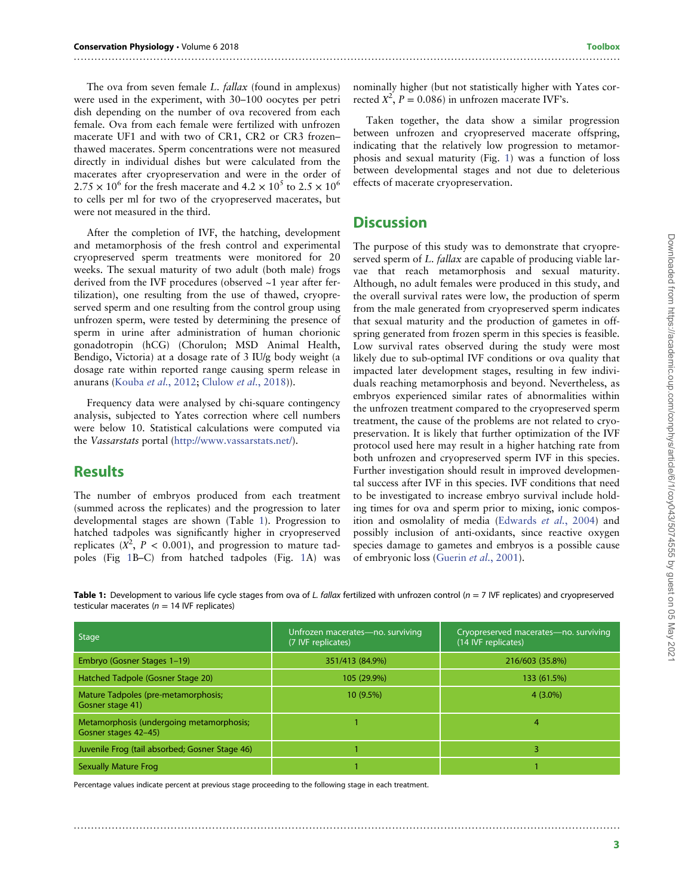The ova from seven female *L. fallax* (found in amplexus) were used in the experiment, with 30–100 oocytes per petri dish depending on the number of ova recovered from each female. Ova from each female were fertilized with unfrozen macerate UF1 and with two of CR1, CR2 or CR3 frozen–thawed macerates. Sperm concentrations were not measured directly in individual dishes but were calculated from the macerates after cryopreservation and were in the order of $2.75 \times 10^6$ for the fresh macerate and $4.2 \times 10^5$ to $2.5 \times 10^6$ to cells per ml for two of the cryopreserved macerates, but were not measured in the third.

After the completion of IVF, the hatching, development and metamorphosis of the fresh control and experimental cryopreserved sperm treatments were monitored for 20 weeks. The sexual maturity of two adult (both male) frogs derived from the IVF procedures (observed ~1 year after fertilization), one resulting from the use of thawed, cryopreserved sperm and one resulting from the control group using unfrozen sperm, were tested by determining the presence of sperm in urine after administration of human chorionic gonadotropin (hCG) (Chorulon; MSD Animal Health, Bendigo, Victoria) at a dosage rate of 3 IU/g body weight (a dosage rate within reported range causing sperm release in anurans (Kouba *et al.*, 2012; Clulow *et al.*, 2018)).

Frequency data were analysed by chi-square contingency analysis, subjected to Yates correction where cell numbers were below 10. Statistical calculations were computed via the *Vassarstats* portal (http://www.vassarstats.net/).

## Results

The number of embryos produced from each treatment (summed across the replicates) and the progression to later developmental stages are shown (Table 1). Progression to hatched tadpoles was significantly higher in cryopreserved replicates ($X^2$, $P < 0.001$), and progression to mature tadpoles (Fig 1B–C) from hatched tadpoles (Fig. 1A) was nominally higher (but not statistically higher with Yates corrected $X^2$, $P = 0.086$) in unfrozen macerate IVF's.

Taken together, the data show a similar progression between unfrozen and cryopreserved macerate offspring, indicating that the relatively low progression to metamorphosis and sexual maturity (Fig. 1) was a function of loss between developmental stages and not due to deleterious effects of macerate cryopreservation.

## Discussion

The purpose of this study was to demonstrate that cryopreserved sperm of *L. fallax* are capable of producing viable larvae that reach metamorphosis and sexual maturity. Although, no adult females were produced in this study, and the overall survival rates were low, the production of sperm from the male generated from cryopreserved sperm indicates that sexual maturity and the production of gametes in offspring generated from frozen sperm in this species is feasible. Low survival rates observed during the study were most likely due to sub-optimal IVF conditions or ova quality that impacted later development stages, resulting in few individuals reaching metamorphosis and beyond. Nevertheless, as embryos experienced similar rates of abnormalities within the unfrozen treatment compared to the cryopreserved sperm treatment, the cause of the problems are not related to cryopreservation. It is likely that further optimization of the IVF protocol used here may result in a higher hatching rate from both unfrozen and cryopreserved sperm IVF in this species. Further investigation should result in improved developmental success after IVF in this species. IVF conditions that need to be investigated to increase embryo survival include holding times for ova and sperm prior to mixing, ionic composition and osmolality of media (Edwards *et al.*, 2004) and possibly inclusion of anti-oxidants, since reactive oxygen species damage to gametes and embryos is a possible cause of embryonic loss (Guerin *et al.*, 2001).

**Table 1:** Development to various life cycle stages from ova of *L. fallax* fertilized with unfrozen control ($n = 7$ IVF replicates) and cryopreserved testicular macerates ($n = 14$ IVF replicates)

| Stage | Unfrozen macerates—no. surviving (7 IVF replicates) | Cryopreserved macerates—no. surviving (14 IVF replicates) |
|---|---|---|
| Embryo (Gosner Stages 1–19) | 351/413 (84.9%) | 216/603 (35.8%) |
| Hatched Tadpole (Gosner Stage 20) | 105 (29.9%) | 133 (61.5%) |
| Mature Tadpoles (pre-metamorphosis; Gosner stage 41) | 10 (9.5%) | 4 (3.0%) |
| Metamorphosis (undergoing metamorphosis; Gosner stages 42–45) | 1 | 4 |
| Juvenile Frog (tail absorbed; Gosner Stage 46) | 1 | 3 |
| Sexually Mature Frog | 1 | 1 |

Percentage values indicate percent at previous stage proceeding to the following stage in each treatment.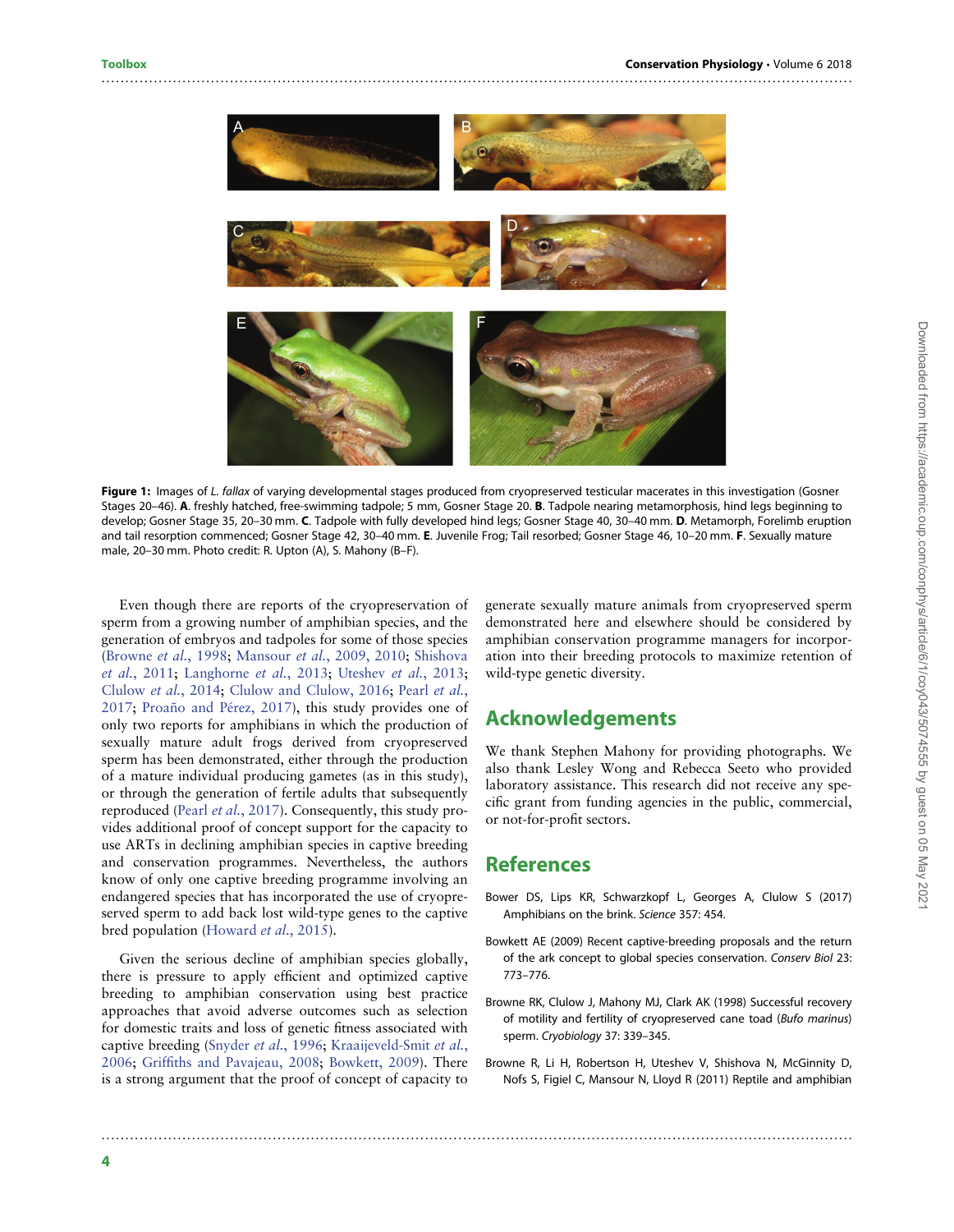**Figure 1:** Images of *L. fallax* of varying developmental stages produced from cryopreserved testicular macerates in this investigation (Gosner Stages 20–46). **A**. freshly hatched, free-swimming tadpole; 5 mm, Gosner Stage 20. **B**. Tadpole nearing metamorphosis, hind legs beginning to develop; Gosner Stage 35, 20–30 mm. **C**. Tadpole with fully developed hind legs; Gosner Stage 40, 30–40 mm. **D**. Metamorph, Forelimb eruption and tail resorption commenced; Gosner Stage 42, 30–40 mm. **E**. Juvenile Frog; Tail resorbed; Gosner Stage 46, 10–20 mm. **F**. Sexually mature male, 20–30 mm. Photo credit: R. Upton (A), S. Mahony (B–F).

Even though there are reports of the cryopreservation of sperm from a growing number of amphibian species, and the generation of embryos and tadpoles for some of those species (Browne *et al*., 1998; Mansour *et al*., 2009, 2010; Shishova *et al*., 2011; Langhorne *et al*., 2013; Uteshev *et al*., 2013; Clulow *et al*., 2014; Clulow and Clulow, 2016; Pearl *et al*., 2017; Proaño and Pérez, 2017), this study provides one of only two reports for amphibians in which the production of sexually mature adult frogs derived from cryopreserved sperm has been demonstrated, either through the production of a mature individual producing gametes (as in this study), or through the generation of fertile adults that subsequently reproduced (Pearl *et al*., 2017). Consequently, this study provides additional proof of concept support for the capacity to use ARTs in declining amphibian species in captive breeding and conservation programmes. Nevertheless, the authors know of only one captive breeding programme involving an endangered species that has incorporated the use of cryopreserved sperm to add back lost wild-type genes to the captive bred population (Howard *et al*., 2015).

Given the serious decline of amphibian species globally, there is pressure to apply efficient and optimized captive breeding to amphibian conservation using best practice approaches that avoid adverse outcomes such as selection for domestic traits and loss of genetic fitness associated with captive breeding (Snyder *et al*., 1996; Kraaijeveld-Smit *et al*., 2006; Griffiths and Pavajeau, 2008; Bowkett, 2009). There is a strong argument that the proof of concept of capacity to generate sexually mature animals from cryopreserved sperm demonstrated here and elsewhere should be considered by amphibian conservation programme managers for incorporation into their breeding protocols to maximize retention of wild-type genetic diversity.

## Acknowledgements

We thank Stephen Mahony for providing photographs. We also thank Lesley Wong and Rebecca Seeto who provided laboratory assistance. This research did not receive any specific grant from funding agencies in the public, commercial, or not-for-profit sectors.

## References

Bower DS, Lips KR, Schwarzkopf L, Georges A, Clulow S (2017) Amphibians on the brink. *Science* 357: 454.

Bowkett AE (2009) Recent captive-breeding proposals and the return of the ark concept to global species conservation. *Conserv Biol* 23: 773–776.

Browne RK, Clulow J, Mahony MJ, Clark AK (1998) Successful recovery of motility and fertility of cryopreserved cane toad (*Bufo marinus*) sperm. *Cryobiology* 37: 339–345.

Browne R, Li H, Robertson H, Uteshev V, Shishova N, McGinnity D, Nofs S, Figiel C, Mansour N, Lloyd R (2011) Reptile and amphibian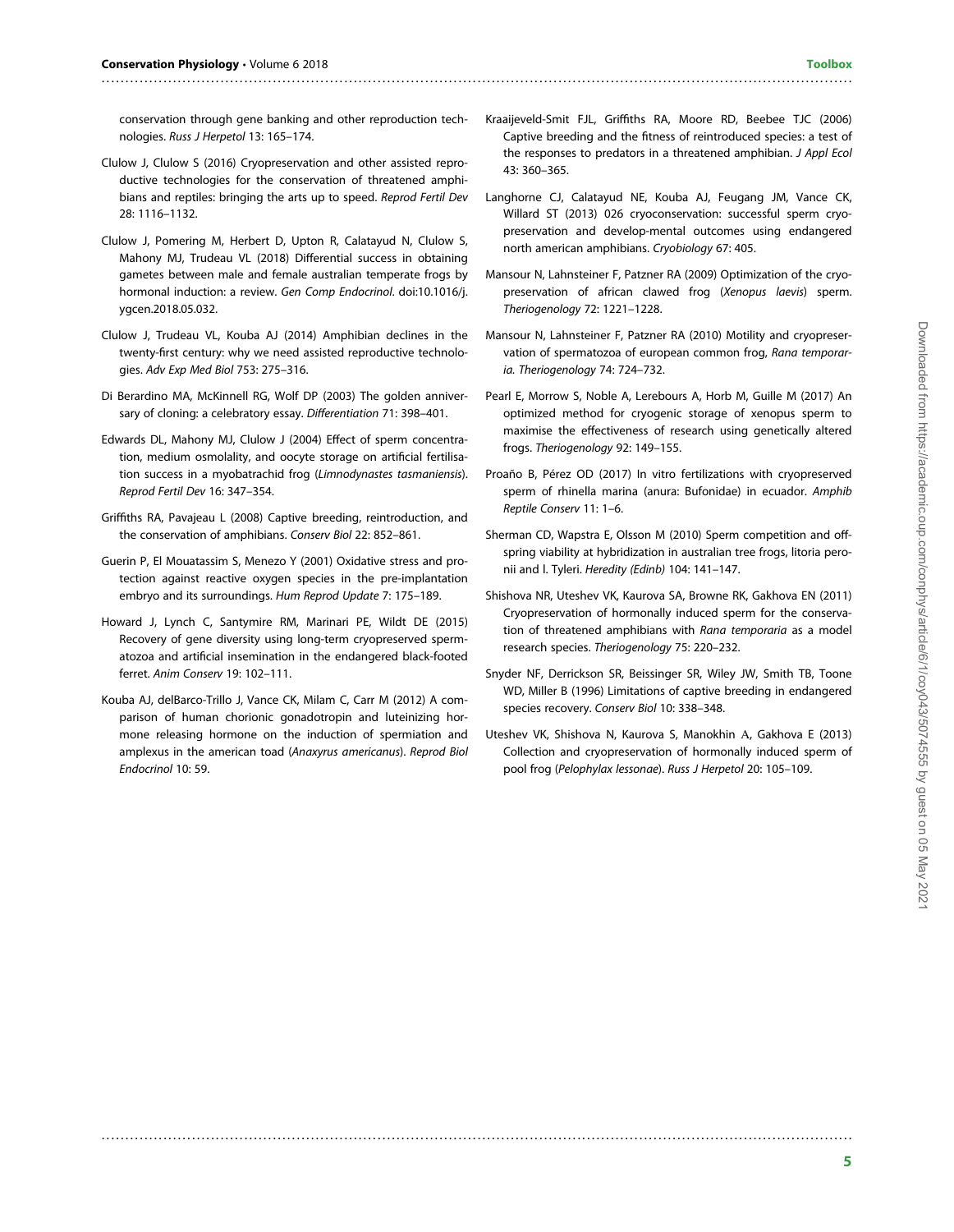conservation through gene banking and other reproduction technologies. *Russ J Herpetol* 13: 165–174.

Clulow J, Clulow S (2016) Cryopreservation and other assisted reproductive technologies for the conservation of threatened amphibians and reptiles: bringing the arts up to speed. *Reprod Fertil Dev* 28: 1116–1132.

Clulow J, Pomering M, Herbert D, Upton R, Calatayud N, Clulow S, Mahony MJ, Trudeau VL (2018) Differential success in obtaining gametes between male and female australian temperate frogs by hormonal induction: a review. *Gen Comp Endocrinol*. doi:10.1016/j.ygcen.2018.05.032.

Clulow J, Trudeau VL, Kouba AJ (2014) Amphibian declines in the twenty-first century: why we need assisted reproductive technologies. *Adv Exp Med Biol* 753: 275–316.

Di Berardino MA, McKinnell RG, Wolf DP (2003) The golden anniversary of cloning: a celebratory essay. *Differentiation* 71: 398–401.

Edwards DL, Mahony MJ, Clulow J (2004) Effect of sperm concentration, medium osmolality, and oocyte storage on artificial fertilisation success in a myobatrachid frog (*Limnodynastes tasmaniensis*). *Reprod Fertil Dev* 16: 347–354.

Griffiths RA, Pavajeau L (2008) Captive breeding, reintroduction, and the conservation of amphibians. *Conserv Biol* 22: 852–861.

Guerin P, El Mouatassim S, Menezo Y (2001) Oxidative stress and protection against reactive oxygen species in the pre-implantation embryo and its surroundings. *Hum Reprod Update* 7: 175–189.

Howard J, Lynch C, Santymire RM, Marinari PE, Wildt DE (2015) Recovery of gene diversity using long-term cryopreserved spermatozoa and artificial insemination in the endangered black-footed ferret. *Anim Conserv* 19: 102–111.

Kouba AJ, delBarco-Trillo J, Vance CK, Milam C, Carr M (2012) A comparison of human chorionic gonadotropin and luteinizing hormone releasing hormone on the induction of spermiation and amplexus in the american toad (*Anaxyrus americanus*). *Reprod Biol Endocrinol* 10: 59.

Kraaijeveld-Smit FJL, Griffiths RA, Moore RD, Beebee TJC (2006) Captive breeding and the fitness of reintroduced species: a test of the responses to predators in a threatened amphibian. *J Appl Ecol* 43: 360–365.

Langhorne CJ, Calatayud NE, Kouba AJ, Feugang JM, Vance CK, Willard ST (2013) 026 cryoconservation: successful sperm cryopreservation and develop-mental outcomes using endangered north american amphibians. *Cryobiology* 67: 405.

Mansour N, Lahnsteiner F, Patzner RA (2009) Optimization of the cryopreservation of african clawed frog (*Xenopus laevis*) sperm. *Theriogenology* 72: 1221–1228.

Mansour N, Lahnsteiner F, Patzner RA (2010) Motility and cryopreservation of spermatozoa of european common frog, *Rana temporaria*. *Theriogenology* 74: 724–732.

Pearl E, Morrow S, Noble A, Lerebours A, Horb M, Guille M (2017) An optimized method for cryogenic storage of xenopus sperm to maximise the effectiveness of research using genetically altered frogs. *Theriogenology* 92: 149–155.

Proaño B, Pérez OD (2017) In vitro fertilizations with cryopreserved sperm of rhinella marina (anura: Bufonidae) in ecuador. *Amphib Reptile Conserv* 11: 1–6.

Sherman CD, Wapstra E, Olsson M (2010) Sperm competition and offspring viability at hybridization in australian tree frogs, litoria peronii and l. Tyleri. *Heredity (Edinb)* 104: 141–147.

Shishova NR, Uteshev VK, Kaurova SA, Browne RK, Gakhova EN (2011) Cryopreservation of hormonally induced sperm for the conservation of threatened amphibians with *Rana temporaria* as a model research species. *Theriogenology* 75: 220–232.

Snyder NF, Derrickson SR, Beissinger SR, Wiley JW, Smith TB, Toone WD, Miller B (1996) Limitations of captive breeding in endangered species recovery. *Conserv Biol* 10: 338–348.

Uteshev VK, Shishova N, Kaurova S, Manokhin A, Gakhova E (2013) Collection and cryopreservation of hormonally induced sperm of pool frog (*Pelophylax lessonae*). *Russ J Herpetol* 20: 105–109.